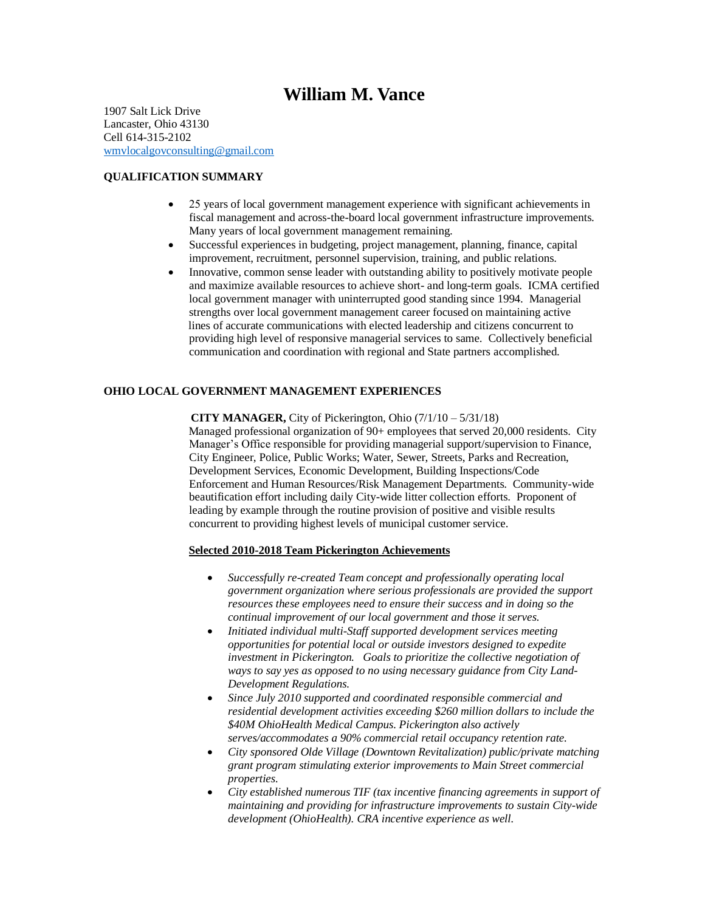# William M. Vance

1907 Salt Lick Drive
Lancaster, Ohio 43130
Cell 614-315-2102
wmvlocalgovconsulting@gmail.com

## QUALIFICATION SUMMARY

- 25 years of local government management experience with significant achievements in fiscal management and across-the-board local government infrastructure improvements. Many years of local government management remaining.
- Successful experiences in budgeting, project management, planning, finance, capital improvement, recruitment, personnel supervision, training, and public relations.
- Innovative, common sense leader with outstanding ability to positively motivate people and maximize available resources to achieve short- and long-term goals. ICMA certified local government manager with uninterrupted good standing since 1994. Managerial strengths over local government management career focused on maintaining active lines of accurate communications with elected leadership and citizens concurrent to providing high level of responsive managerial services to same. Collectively beneficial communication and coordination with regional and State partners accomplished.

## OHIO LOCAL GOVERNMENT MANAGEMENT EXPERIENCES

**CITY MANAGER,** City of Pickerington, Ohio (7/1/10 – 5/31/18)
Managed professional organization of 90+ employees that served 20,000 residents. City Manager's Office responsible for providing managerial support/supervision to Finance, City Engineer, Police, Public Works; Water, Sewer, Streets, Parks and Recreation, Development Services, Economic Development, Building Inspections/Code Enforcement and Human Resources/Risk Management Departments. Community-wide beautification effort including daily City-wide litter collection efforts. Proponent of leading by example through the routine provision of positive and visible results concurrent to providing highest levels of municipal customer service.

**<u>Selected 2010-2018 Team Pickerington Achievements</u>**

- *Successfully re-created Team concept and professionally operating local government organization where serious professionals are provided the support resources these employees need to ensure their success and in doing so the continual improvement of our local government and those it serves.*
- *Initiated individual multi-Staff supported development services meeting opportunities for potential local or outside investors designed to expedite investment in Pickerington. Goals to prioritize the collective negotiation of ways to say yes as opposed to no using necessary guidance from City Land-Development Regulations.*
- *Since July 2010 supported and coordinated responsible commercial and residential development activities exceeding $260 million dollars to include the $40M OhioHealth Medical Campus. Pickerington also actively serves/accommodates a 90% commercial retail occupancy retention rate.*
- *City sponsored Olde Village (Downtown Revitalization) public/private matching grant program stimulating exterior improvements to Main Street commercial properties.*
- *City established numerous TIF (tax incentive financing agreements in support of maintaining and providing for infrastructure improvements to sustain City-wide development (OhioHealth). CRA incentive experience as well.*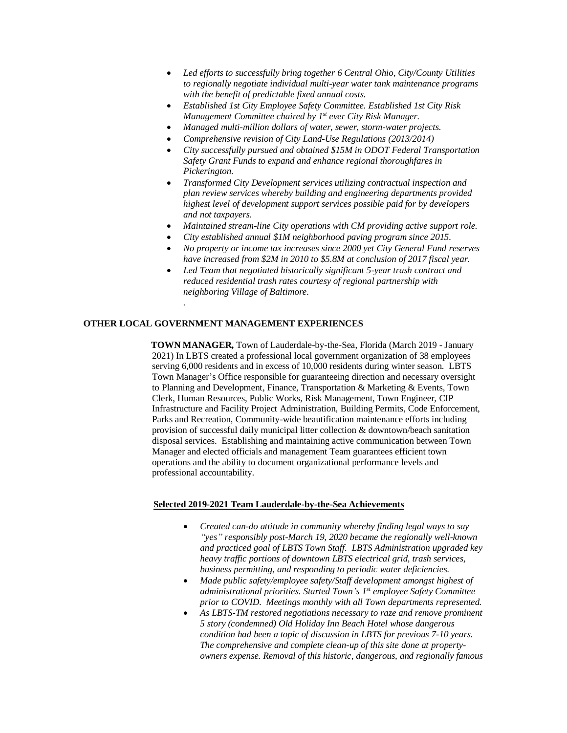- *Led efforts to successfully bring together 6 Central Ohio, City/County Utilities to regionally negotiate individual multi-year water tank maintenance programs with the benefit of predictable fixed annual costs.*
- *Established 1st City Employee Safety Committee. Established 1st City Risk Management Committee chaired by 1st ever City Risk Manager.*
- *Managed multi-million dollars of water, sewer, storm-water projects.*
- *Comprehensive revision of City Land-Use Regulations (2013/2014)*
- *City successfully pursued and obtained $15M in ODOT Federal Transportation Safety Grant Funds to expand and enhance regional thoroughfares in Pickerington.*
- *Transformed City Development services utilizing contractual inspection and plan review services whereby building and engineering departments provided highest level of development support services possible paid for by developers and not taxpayers.*
- *Maintained stream-line City operations with CM providing active support role.*
- *City established annual $1M neighborhood paving program since 2015.*
- *No property or income tax increases since 2000 yet City General Fund reserves have increased from $2M in 2010 to $5.8M at conclusion of 2017 fiscal year.*
- *Led Team that negotiated historically significant 5-year trash contract and reduced residential trash rates courtesy of regional partnership with neighboring Village of Baltimore.*
  .

## OTHER LOCAL GOVERNMENT MANAGEMENT EXPERIENCES

**TOWN MANAGER,** Town of Lauderdale-by-the-Sea, Florida (March 2019 - January 2021) In LBTS created a professional local government organization of 38 employees serving 6,000 residents and in excess of 10,000 residents during winter season. LBTS Town Manager's Office responsible for guaranteeing direction and necessary oversight to Planning and Development, Finance, Transportation & Marketing & Events, Town Clerk, Human Resources, Public Works, Risk Management, Town Engineer, CIP Infrastructure and Facility Project Administration, Building Permits, Code Enforcement, Parks and Recreation, Community-wide beautification maintenance efforts including provision of successful daily municipal litter collection & downtown/beach sanitation disposal services. Establishing and maintaining active communication between Town Manager and elected officials and management Team guarantees efficient town operations and the ability to document organizational performance levels and professional accountability.

**Selected 2019-2021 Team Lauderdale-by-the-Sea Achievements**

- *Created can-do attitude in community whereby finding legal ways to say "yes" responsibly post-March 19, 2020 became the regionally well-known and practiced goal of LBTS Town Staff. LBTS Administration upgraded key heavy traffic portions of downtown LBTS electrical grid, trash services, business permitting, and responding to periodic water deficiencies.*
- *Made public safety/employee safety/Staff development amongst highest of administrational priorities. Started Town's 1st employee Safety Committee prior to COVID. Meetings monthly with all Town departments represented.*
- *As LBTS-TM restored negotiations necessary to raze and remove prominent 5 story (condemned) Old Holiday Inn Beach Hotel whose dangerous condition had been a topic of discussion in LBTS for previous 7-10 years. The comprehensive and complete clean-up of this site done at property-owners expense. Removal of this historic, dangerous, and regionally famous*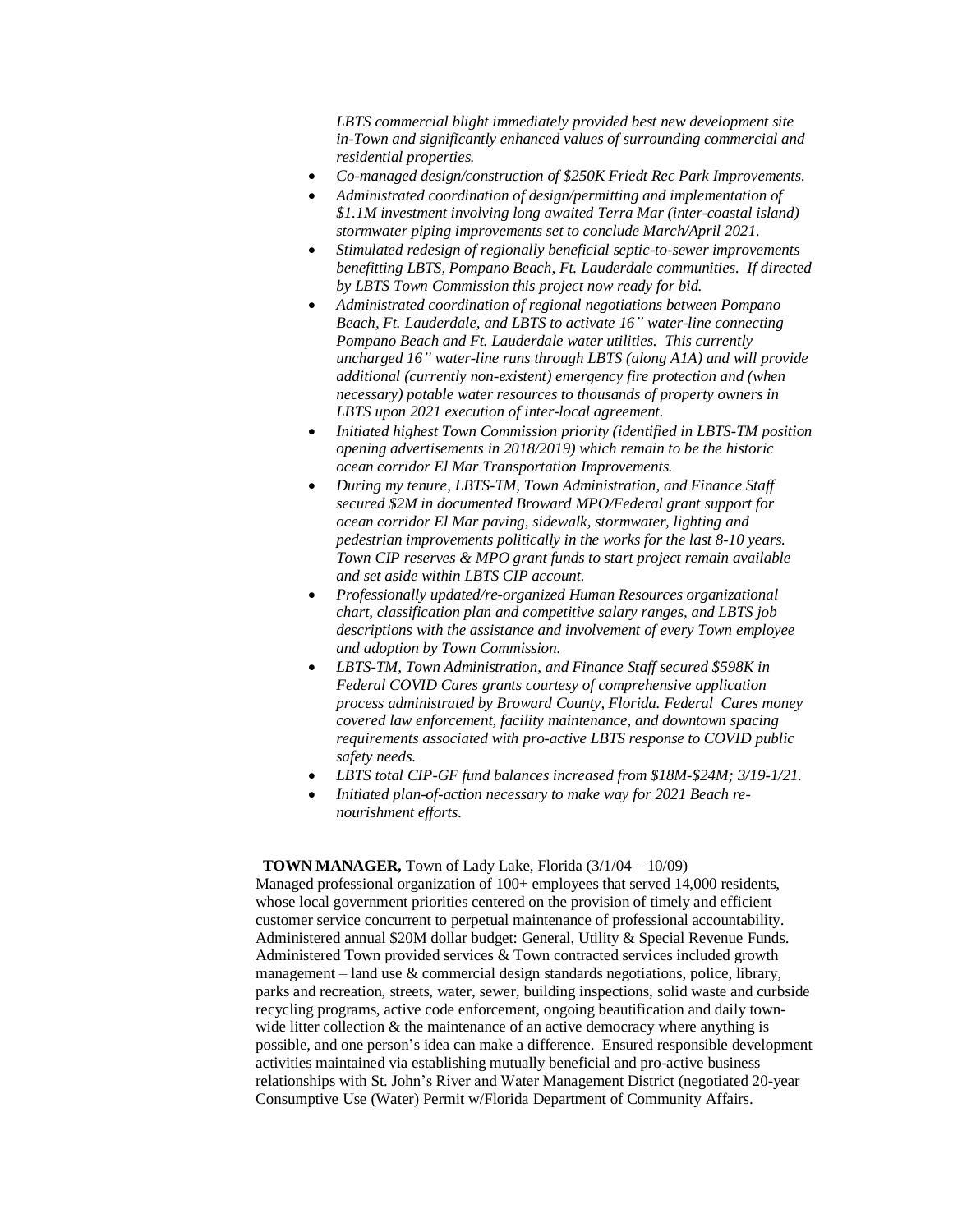*LBTS commercial blight immediately provided best new development site in-Town and significantly enhanced values of surrounding commercial and residential properties.*

- *Co-managed design/construction of $250K Friedt Rec Park Improvements.*
- *Administrated coordination of design/permitting and implementation of $1.1M investment involving long awaited Terra Mar (inter-coastal island) stormwater piping improvements set to conclude March/April 2021.*
- *Stimulated redesign of regionally beneficial septic-to-sewer improvements benefitting LBTS, Pompano Beach, Ft. Lauderdale communities. If directed by LBTS Town Commission this project now ready for bid.*
- *Administrated coordination of regional negotiations between Pompano Beach, Ft. Lauderdale, and LBTS to activate 16" water-line connecting Pompano Beach and Ft. Lauderdale water utilities. This currently uncharged 16" water-line runs through LBTS (along A1A) and will provide additional (currently non-existent) emergency fire protection and (when necessary) potable water resources to thousands of property owners in LBTS upon 2021 execution of inter-local agreement.*
- *Initiated highest Town Commission priority (identified in LBTS-TM position opening advertisements in 2018/2019) which remain to be the historic ocean corridor El Mar Transportation Improvements.*
- *During my tenure, LBTS-TM, Town Administration, and Finance Staff secured $2M in documented Broward MPO/Federal grant support for ocean corridor El Mar paving, sidewalk, stormwater, lighting and pedestrian improvements politically in the works for the last 8-10 years. Town CIP reserves & MPO grant funds to start project remain available and set aside within LBTS CIP account.*
- *Professionally updated/re-organized Human Resources organizational chart, classification plan and competitive salary ranges, and LBTS job descriptions with the assistance and involvement of every Town employee and adoption by Town Commission.*
- *LBTS-TM, Town Administration, and Finance Staff secured $598K in Federal COVID Cares grants courtesy of comprehensive application process administrated by Broward County, Florida. Federal Cares money covered law enforcement, facility maintenance, and downtown spacing requirements associated with pro-active LBTS response to COVID public safety needs.*
- *LBTS total CIP-GF fund balances increased from $18M-$24M; 3/19-1/21.*
- *Initiated plan-of-action necessary to make way for 2021 Beach re-nourishment efforts.*

**TOWN MANAGER,** Town of Lady Lake, Florida (3/1/04 – 10/09)

Managed professional organization of 100+ employees that served 14,000 residents, whose local government priorities centered on the provision of timely and efficient customer service concurrent to perpetual maintenance of professional accountability. Administered annual $20M dollar budget: General, Utility & Special Revenue Funds. Administered Town provided services & Town contracted services included growth management – land use & commercial design standards negotiations, police, library, parks and recreation, streets, water, sewer, building inspections, solid waste and curbside recycling programs, active code enforcement, ongoing beautification and daily town-wide litter collection & the maintenance of an active democracy where anything is possible, and one person's idea can make a difference. Ensured responsible development activities maintained via establishing mutually beneficial and pro-active business relationships with St. John's River and Water Management District (negotiated 20-year Consumptive Use (Water) Permit w/Florida Department of Community Affairs.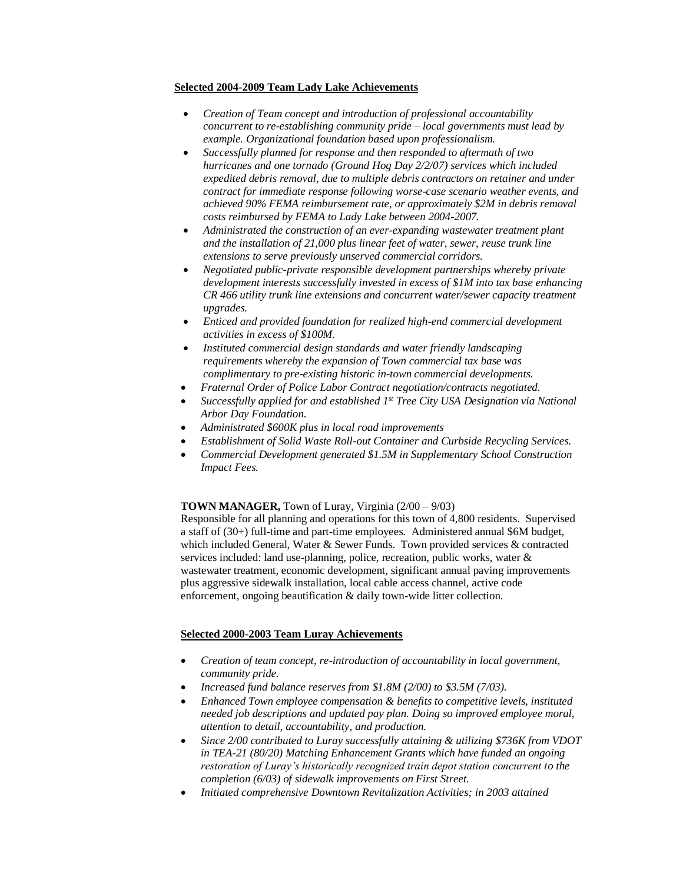**Selected 2004-2009 Team Lady Lake Achievements**

- *Creation of Team concept and introduction of professional accountability concurrent to re-establishing community pride – local governments must lead by example. Organizational foundation based upon professionalism.*
- *Successfully planned for response and then responded to aftermath of two hurricanes and one tornado (Ground Hog Day 2/2/07) services which included expedited debris removal, due to multiple debris contractors on retainer and under contract for immediate response following worse-case scenario weather events, and achieved 90% FEMA reimbursement rate, or approximately $2M in debris removal costs reimbursed by FEMA to Lady Lake between 2004-2007.*
- *Administrated the construction of an ever-expanding wastewater treatment plant and the installation of 21,000 plus linear feet of water, sewer, reuse trunk line extensions to serve previously unserved commercial corridors.*
- *Negotiated public-private responsible development partnerships whereby private development interests successfully invested in excess of $1M into tax base enhancing CR 466 utility trunk line extensions and concurrent water/sewer capacity treatment upgrades.*
- *Enticed and provided foundation for realized high-end commercial development activities in excess of $100M.*
- *Instituted commercial design standards and water friendly landscaping requirements whereby the expansion of Town commercial tax base was complimentary to pre-existing historic in-town commercial developments.*
- *Fraternal Order of Police Labor Contract negotiation/contracts negotiated.*
- *Successfully applied for and established 1st Tree City USA Designation via National Arbor Day Foundation.*
- *Administrated $600K plus in local road improvements*
- *Establishment of Solid Waste Roll-out Container and Curbside Recycling Services.*
- *Commercial Development generated $1.5M in Supplementary School Construction Impact Fees.*

**TOWN MANAGER,** Town of Luray, Virginia (2/00 – 9/03)
Responsible for all planning and operations for this town of 4,800 residents. Supervised a staff of (30+) full-time and part-time employees. Administered annual $6M budget, which included General, Water & Sewer Funds. Town provided services & contracted services included: land use-planning, police, recreation, public works, water & wastewater treatment, economic development, significant annual paving improvements plus aggressive sidewalk installation, local cable access channel, active code enforcement, ongoing beautification & daily town-wide litter collection.

**Selected 2000-2003 Team Luray Achievements**

- *Creation of team concept, re-introduction of accountability in local government, community pride.*
- *Increased fund balance reserves from $1.8M (2/00) to $3.5M (7/03).*
- *Enhanced Town employee compensation & benefits to competitive levels, instituted needed job descriptions and updated pay plan. Doing so improved employee moral, attention to detail, accountability, and production.*
- *Since 2/00 contributed to Luray successfully attaining & utilizing $736K from VDOT in TEA-21 (80/20) Matching Enhancement Grants which have funded an ongoing restoration of Luray's historically recognized train depot station concurrent to the completion (6/03) of sidewalk improvements on First Street.*
- *Initiated comprehensive Downtown Revitalization Activities; in 2003 attained*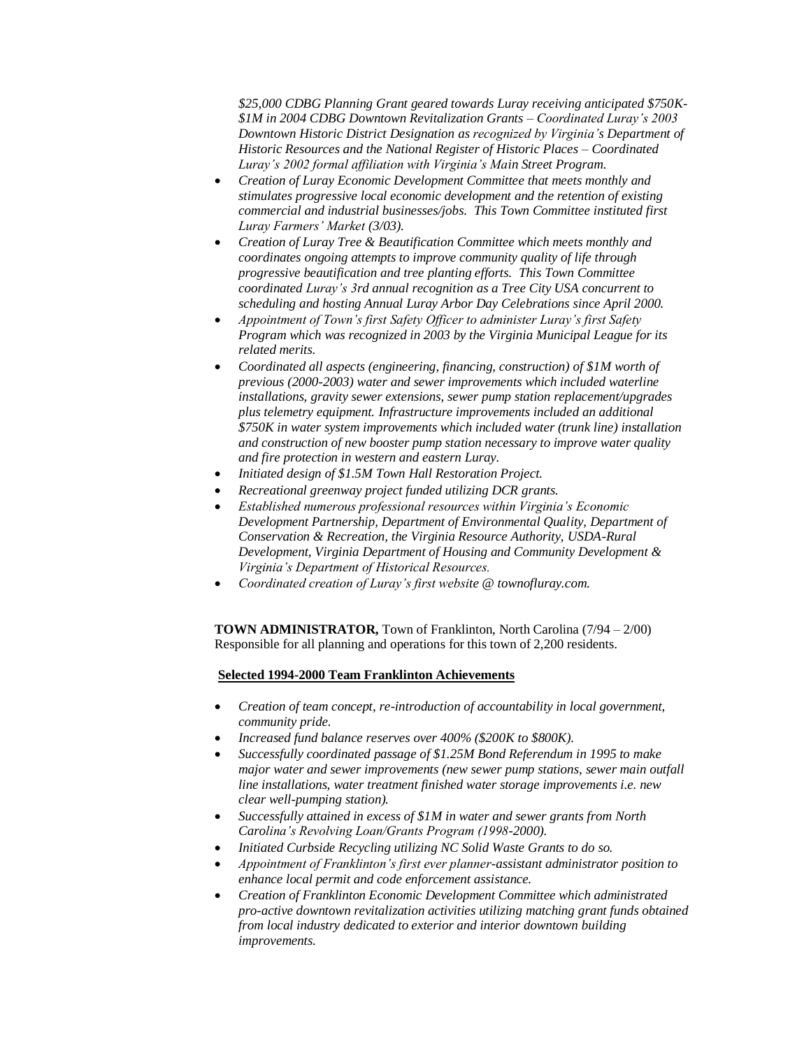*$25,000 CDBG Planning Grant geared towards Luray receiving anticipated $750K-$1M in 2004 CDBG Downtown Revitalization Grants – Coordinated Luray's 2003 Downtown Historic District Designation as recognized by Virginia's Department of Historic Resources and the National Register of Historic Places – Coordinated Luray's 2002 formal affiliation with Virginia's Main Street Program.*

- *Creation of Luray Economic Development Committee that meets monthly and stimulates progressive local economic development and the retention of existing commercial and industrial businesses/jobs. This Town Committee instituted first Luray Farmers' Market (3/03).*
- *Creation of Luray Tree & Beautification Committee which meets monthly and coordinates ongoing attempts to improve community quality of life through progressive beautification and tree planting efforts. This Town Committee coordinated Luray's 3rd annual recognition as a Tree City USA concurrent to scheduling and hosting Annual Luray Arbor Day Celebrations since April 2000.*
- *Appointment of Town's first Safety Officer to administer Luray's first Safety Program which was recognized in 2003 by the Virginia Municipal League for its related merits.*
- *Coordinated all aspects (engineering, financing, construction) of $1M worth of previous (2000-2003) water and sewer improvements which included waterline installations, gravity sewer extensions, sewer pump station replacement/upgrades plus telemetry equipment. Infrastructure improvements included an additional $750K in water system improvements which included water (trunk line) installation and construction of new booster pump station necessary to improve water quality and fire protection in western and eastern Luray.*
- *Initiated design of $1.5M Town Hall Restoration Project.*
- *Recreational greenway project funded utilizing DCR grants.*
- *Established numerous professional resources within Virginia's Economic Development Partnership, Department of Environmental Quality, Department of Conservation & Recreation, the Virginia Resource Authority, USDA-Rural Development, Virginia Department of Housing and Community Development & Virginia's Department of Historical Resources.*
- *Coordinated creation of Luray's first website @ townofluray.com.*

**TOWN ADMINISTRATOR,** Town of Franklinton, North Carolina (7/94 – 2/00)
Responsible for all planning and operations for this town of 2,200 residents.

**Selected 1994-2000 Team Franklinton Achievements**

- *Creation of team concept, re-introduction of accountability in local government, community pride.*
- *Increased fund balance reserves over 400% ($200K to $800K).*
- *Successfully coordinated passage of $1.25M Bond Referendum in 1995 to make major water and sewer improvements (new sewer pump stations, sewer main outfall line installations, water treatment finished water storage improvements i.e. new clear well-pumping station).*
- *Successfully attained in excess of $1M in water and sewer grants from North Carolina's Revolving Loan/Grants Program (1998-2000).*
- *Initiated Curbside Recycling utilizing NC Solid Waste Grants to do so.*
- *Appointment of Franklinton's first ever planner-assistant administrator position to enhance local permit and code enforcement assistance.*
- *Creation of Franklinton Economic Development Committee which administrated pro-active downtown revitalization activities utilizing matching grant funds obtained from local industry dedicated to exterior and interior downtown building improvements.*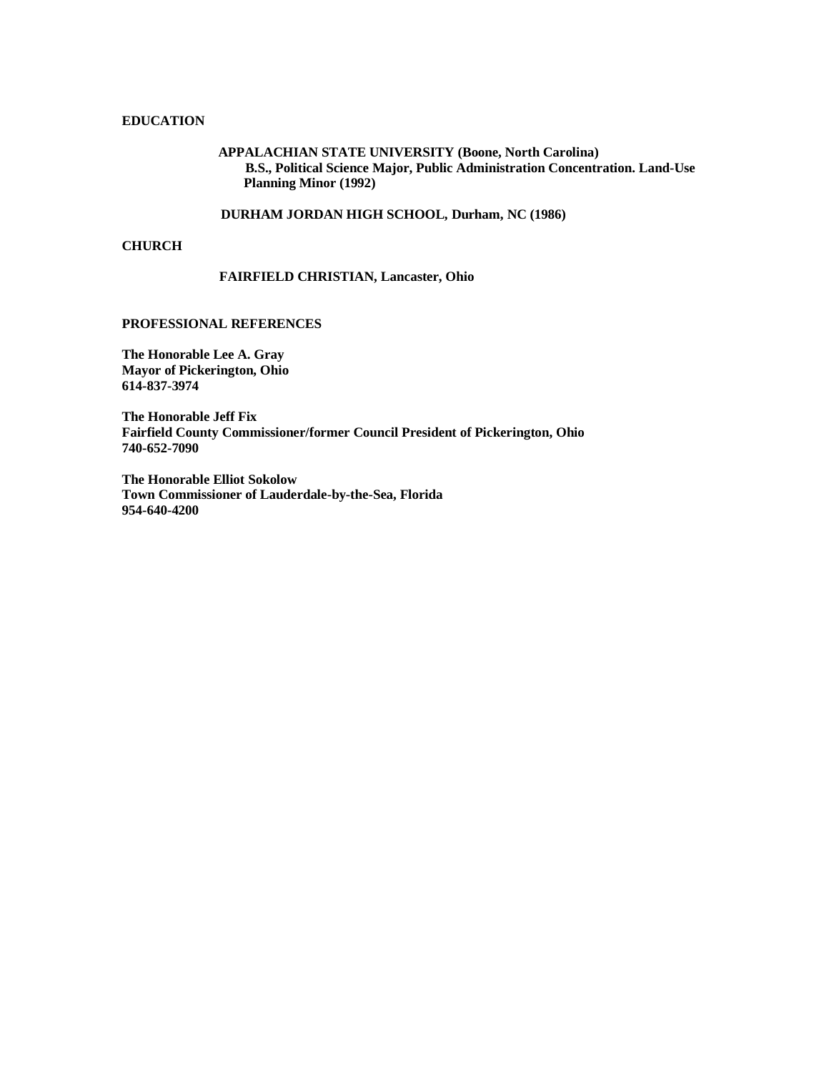## EDUCATION

**APPALACHIAN STATE UNIVERSITY (Boone, North Carolina)**
**B.S., Political Science Major, Public Administration Concentration. Land-Use Planning Minor (1992)**

**DURHAM JORDAN HIGH SCHOOL, Durham, NC (1986)**

## CHURCH

**FAIRFIELD CHRISTIAN, Lancaster, Ohio**

## PROFESSIONAL REFERENCES

**The Honorable Lee A. Gray**
**Mayor of Pickerington, Ohio**
**614-837-3974**

**The Honorable Jeff Fix**
**Fairfield County Commissioner/former Council President of Pickerington, Ohio**
**740-652-7090**

**The Honorable Elliot Sokolow**
**Town Commissioner of Lauderdale-by-the-Sea, Florida**
**954-640-4200**